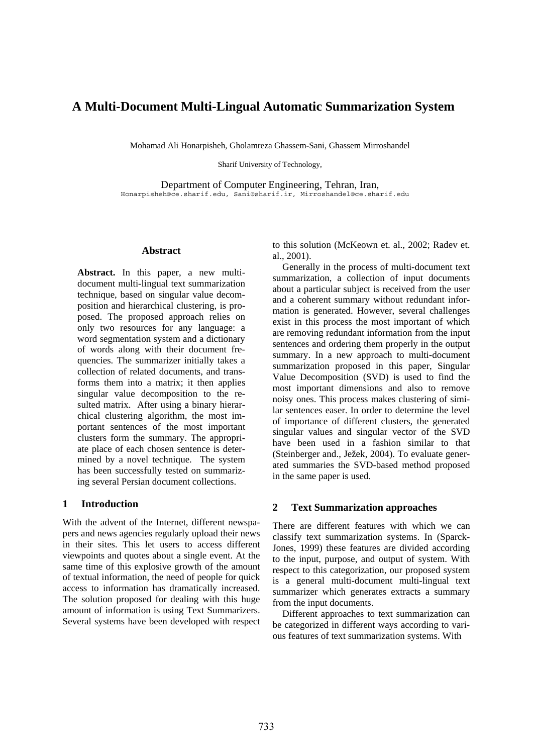# A Multi-Document Multi-Lingual Automatic Summarization System

Mohamad Ali Honarpisheh, Gholamreza Ghassem-Sani, Ghassem Mirroshandel

Sharif University of Technology,

Department of Computer Engineering, Tehran, Iran,
Honarpisheh@ce.sharif.edu, Sani@sharif.ir, Mirroshandel@ce.sharif.edu

## Abstract

**Abstract.** In this paper, a new multi-document multi-lingual text summarization technique, based on singular value decomposition and hierarchical clustering, is proposed. The proposed approach relies on only two resources for any language: a word segmentation system and a dictionary of words along with their document frequencies. The summarizer initially takes a collection of related documents, and transforms them into a matrix; it then applies singular value decomposition to the resulted matrix. After using a binary hierarchical clustering algorithm, the most important sentences of the most important clusters form the summary. The appropriate place of each chosen sentence is determined by a novel technique. The system has been successfully tested on summarizing several Persian document collections.

## 1 Introduction

With the advent of the Internet, different newspapers and news agencies regularly upload their news in their sites. This let users to access different viewpoints and quotes about a single event. At the same time of this explosive growth of the amount of textual information, the need of people for quick access to information has dramatically increased. The solution proposed for dealing with this huge amount of information is using Text Summarizers. Several systems have been developed with respect to this solution (McKeown et. al., 2002; Radev et. al., 2001).

Generally in the process of multi-document text summarization, a collection of input documents about a particular subject is received from the user and a coherent summary without redundant information is generated. However, several challenges exist in this process the most important of which are removing redundant information from the input sentences and ordering them properly in the output summary. In a new approach to multi-document summarization proposed in this paper, Singular Value Decomposition (SVD) is used to find the most important dimensions and also to remove noisy ones. This process makes clustering of similar sentences easer. In order to determine the level of importance of different clusters, the generated singular values and singular vector of the SVD have been used in a fashion similar to that (Steinberger and., Ježek, 2004). To evaluate generated summaries the SVD-based method proposed in the same paper is used.

## 2 Text Summarization approaches

There are different features with which we can classify text summarization systems. In (Sparck-Jones, 1999) these features are divided according to the input, purpose, and output of system. With respect to this categorization, our proposed system is a general multi-document multi-lingual text summarizer which generates extracts a summary from the input documents.

Different approaches to text summarization can be categorized in different ways according to various features of text summarization systems. With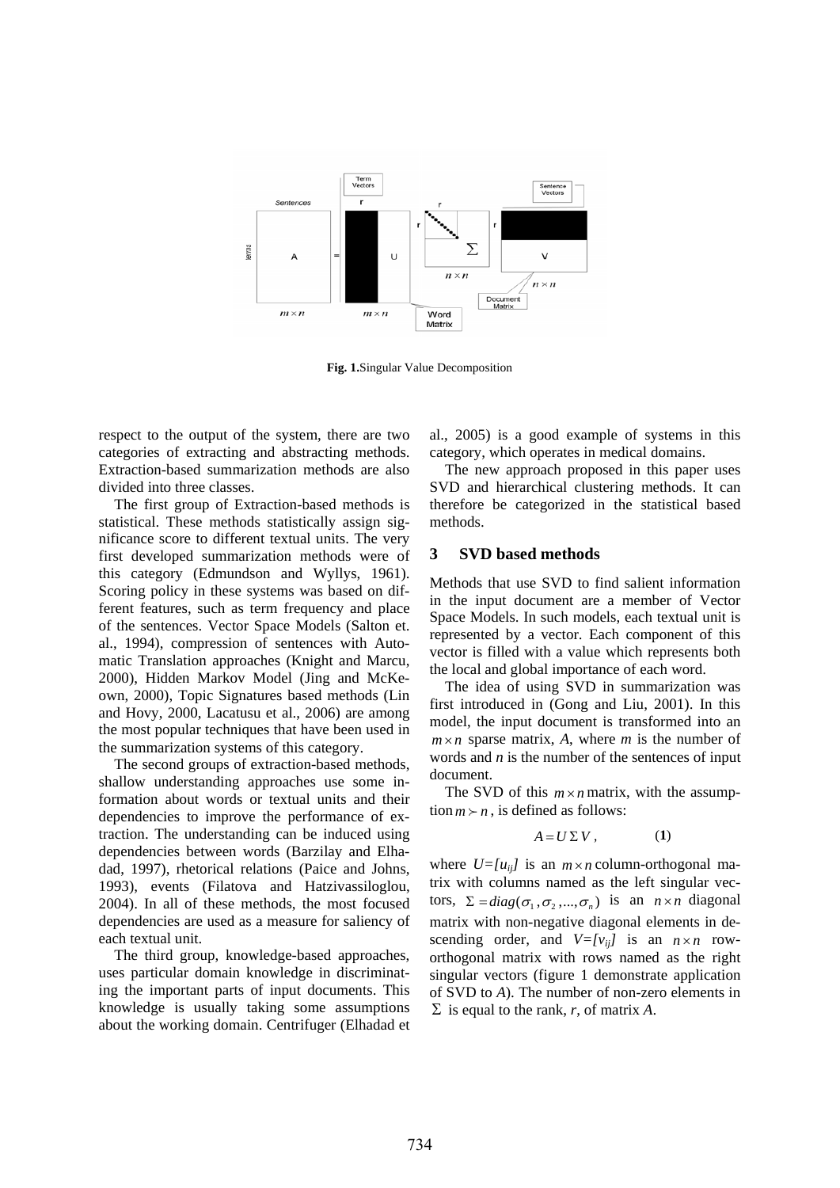**Fig. 1.**Singular Value Decomposition

respect to the output of the system, there are two categories of extracting and abstracting methods. Extraction-based summarization methods are also divided into three classes.

The first group of Extraction-based methods is statistical. These methods statistically assign significance score to different textual units. The very first developed summarization methods were of this category (Edmundson and Wyllys, 1961). Scoring policy in these systems was based on different features, such as term frequency and place of the sentences. Vector Space Models (Salton et. al., 1994), compression of sentences with Automatic Translation approaches (Knight and Marcu, 2000), Hidden Markov Model (Jing and McKeown, 2000), Topic Signatures based methods (Lin and Hovy, 2000, Lacatusu et al., 2006) are among the most popular techniques that have been used in the summarization systems of this category.

The second groups of extraction-based methods, shallow understanding approaches use some information about words or textual units and their dependencies to improve the performance of extraction. The understanding can be induced using dependencies between words (Barzilay and Elhadad, 1997), rhetorical relations (Paice and Johns, 1993), events (Filatova and Hatzivassiloglou, 2004). In all of these methods, the most focused dependencies are used as a measure for saliency of each textual unit.

The third group, knowledge-based approaches, uses particular domain knowledge in discriminating the important parts of input documents. This knowledge is usually taking some assumptions about the working domain. Centrifuger (Elhadad et al., 2005) is a good example of systems in this category, which operates in medical domains.

The new approach proposed in this paper uses SVD and hierarchical clustering methods. It can therefore be categorized in the statistical based methods.

## 3 SVD based methods

Methods that use SVD to find salient information in the input document are a member of Vector Space Models. In such models, each textual unit is represented by a vector. Each component of this vector is filled with a value which represents both the local and global importance of each word.

The idea of using SVD in summarization was first introduced in (Gong and Liu, 2001). In this model, the input document is transformed into an $m \times n$ sparse matrix, *A*, where *m* is the number of words and *n* is the number of the sentences of input document.

The SVD of this $m \times n$ matrix, with the assumption $m \succ n$, is defined as follows:

$$A = U \Sigma V, \qquad (1)$$

where $U=[u_{ij}]$ is an $m \times n$ column-orthogonal matrix with columns named as the left singular vectors, $\Sigma = diag(\sigma_1, \sigma_2, ..., \sigma_n)$ is an $n \times n$ diagonal matrix with non-negative diagonal elements in descending order, and $V=[v_{ij}]$ is an $n \times n$ row-orthogonal matrix with rows named as the right singular vectors (figure 1 demonstrate application of SVD to *A*). The number of non-zero elements in $\Sigma$ is equal to the rank, *r*, of matrix *A*.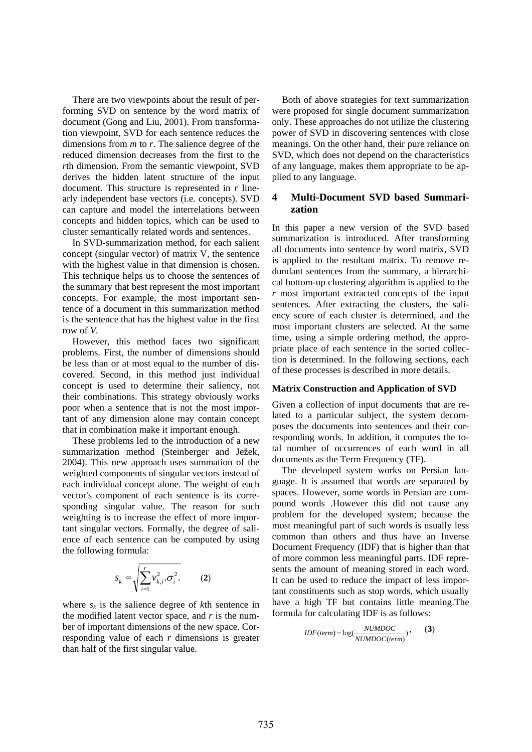There are two viewpoints about the result of performing SVD on sentence by the word matrix of document (Gong and Liu, 2001). From transformation viewpoint, SVD for each sentence reduces the dimensions from *m* to *r*. The salience degree of the reduced dimension decreases from the first to the *r*th dimension. From the semantic viewpoint, SVD derives the hidden latent structure of the input document. This structure is represented in *r* linearly independent base vectors (i.e. concepts). SVD can capture and model the interrelations between concepts and hidden topics, which can be used to cluster semantically related words and sentences.

In SVD-summarization method, for each salient concept (singular vector) of matrix V, the sentence with the highest value in that dimension is chosen. This technique helps us to choose the sentences of the summary that best represent the most important concepts. For example, the most important sentence of a document in this summarization method is the sentence that has the highest value in the first row of *V*.

However, this method faces two significant problems. First, the number of dimensions should be less than or at most equal to the number of discovered. Second, in this method just individual concept is used to determine their saliency, not their combinations. This strategy obviously works poor when a sentence that is not the most important of any dimension alone may contain concept that in combination make it important enough.

These problems led to the introduction of a new summarization method (Steinberger and Ježek, 2004). This new approach uses summation of the weighted components of singular vectors instead of each individual concept alone. The weight of each vector's component of each sentence is its corresponding singular value. The reason for such weighting is to increase the effect of more important singular vectors. Formally, the degree of salience of each sentence can be computed by using the following formula:

$$s_k = \sqrt{\sum_{i=1}^{r} v_{k,i}^2 . \sigma_i^2}. \qquad (2)$$

where $s_k$ is the salience degree of *k*th sentence in the modified latent vector space, and *r* is the number of important dimensions of the new space. Corresponding value of each *r* dimensions is greater than half of the first singular value.

Both of above strategies for text summarization were proposed for single document summarization only. These approaches do not utilize the clustering power of SVD in discovering sentences with close meanings. On the other hand, their pure reliance on SVD, which does not depend on the characteristics of any language, makes them appropriate to be applied to any language.

## 4 Multi-Document SVD based Summarization

In this paper a new version of the SVD based summarization is introduced. After transforming all documents into sentence by word matrix, SVD is applied to the resultant matrix. To remove redundant sentences from the summary, a hierarchical bottom-up clustering algorithm is applied to the *r* most important extracted concepts of the input sentences. After extracting the clusters, the saliency score of each cluster is determined, and the most important clusters are selected. At the same time, using a simple ordering method, the appropriate place of each sentence in the sorted collection is determined. In the following sections, each of these processes is described in more details.

**Matrix Construction and Application of SVD**

Given a collection of input documents that are related to a particular subject, the system decomposes the documents into sentences and their corresponding words. In addition, it computes the total number of occurrences of each word in all documents as the Term Frequency (TF).

The developed system works on Persian language. It is assumed that words are separated by spaces. However, some words in Persian are compound words .However this did not cause any problem for the developed system; because the most meaningful part of such words is usually less common than others and thus have an Inverse Document Frequency (IDF) that is higher than that of more common less meaningful parts. IDF represents the amount of meaning stored in each word. It can be used to reduce the impact of less important constituents such as stop words, which usually have a high TF but contains little meaning.The formula for calculating IDF is as follows:

$$IDF(term) = \log\left(\frac{NUMDOC}{NUMDOC(term)}\right), \qquad (3)$$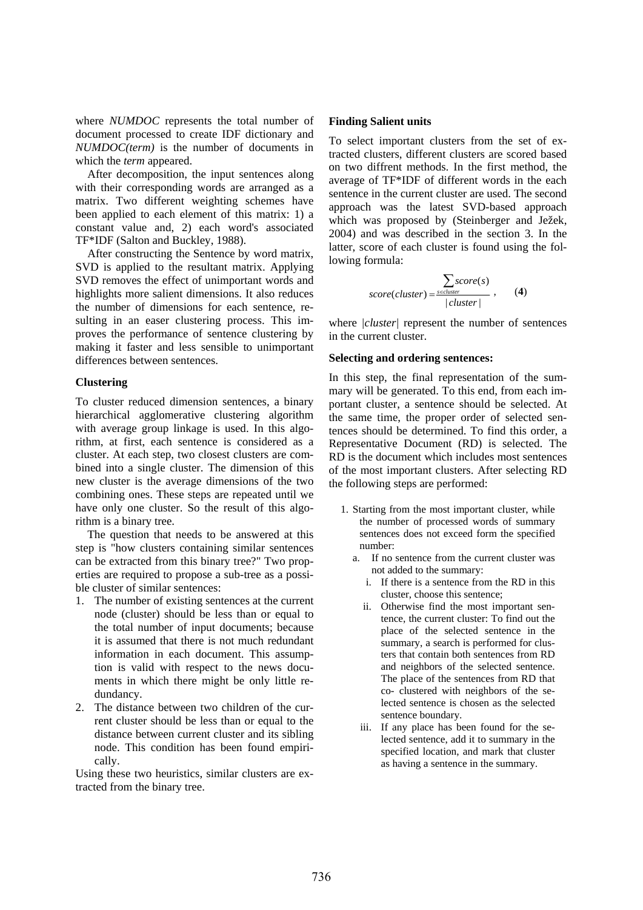where *NUMDOC* represents the total number of document processed to create IDF dictionary and *NUMDOC(term)* is the number of documents in which the *term* appeared.

After decomposition, the input sentences along with their corresponding words are arranged as a matrix. Two different weighting schemes have been applied to each element of this matrix: 1) a constant value and, 2) each word's associated TF*IDF (Salton and Buckley, 1988).

After constructing the Sentence by word matrix, SVD is applied to the resultant matrix. Applying SVD removes the effect of unimportant words and highlights more salient dimensions. It also reduces the number of dimensions for each sentence, resulting in an easer clustering process. This improves the performance of sentence clustering by making it faster and less sensible to unimportant differences between sentences.

**Clustering**

To cluster reduced dimension sentences, a binary hierarchical agglomerative clustering algorithm with average group linkage is used. In this algorithm, at first, each sentence is considered as a cluster. At each step, two closest clusters are combined into a single cluster. The dimension of this new cluster is the average dimensions of the two combining ones. These steps are repeated until we have only one cluster. So the result of this algorithm is a binary tree.

The question that needs to be answered at this step is "how clusters containing similar sentences can be extracted from this binary tree?" Two properties are required to propose a sub-tree as a possible cluster of similar sentences:

1. The number of existing sentences at the current node (cluster) should be less than or equal to the total number of input documents; because it is assumed that there is not much redundant information in each document. This assumption is valid with respect to the news documents in which there might be only little redundancy.
2. The distance between two children of the current cluster should be less than or equal to the distance between current cluster and its sibling node. This condition has been found empirically.

Using these two heuristics, similar clusters are extracted from the binary tree.

**Finding Salient units**

To select important clusters from the set of extracted clusters, different clusters are scored based on two diffrent methods. In the first method, the average of TF*IDF of different words in the each sentence in the current cluster are used. The second approach was the latest SVD-based approach which was proposed by (Steinberger and Ježek, 2004) and was described in the section 3. In the latter, score of each cluster is found using the following formula:

$$score(cluster) = \frac{\sum_{s \in cluster} score(s)}{|cluster|}, \qquad \textbf{(4)}$$

where *|cluster|* represent the number of sentences in the current cluster.

**Selecting and ordering sentences:**

In this step, the final representation of the summary will be generated. To this end, from each important cluster, a sentence should be selected. At the same time, the proper order of selected sentences should be determined. To find this order, a Representative Document (RD) is selected. The RD is the document which includes most sentences of the most important clusters. After selecting RD the following steps are performed:

1. Starting from the most important cluster, while the number of processed words of summary sentences does not exceed form the specified number:
   a. If no sentence from the current cluster was not added to the summary:
      i. If there is a sentence from the RD in this cluster, choose this sentence;
      ii. Otherwise find the most important sentence, the current cluster: To find out the place of the selected sentence in the summary, a search is performed for clusters that contain both sentences from RD and neighbors of the selected sentence. The place of the sentences from RD that co- clustered with neighbors of the selected sentence is chosen as the selected sentence boundary.
      iii. If any place has been found for the selected sentence, add it to summary in the specified location, and mark that cluster as having a sentence in the summary.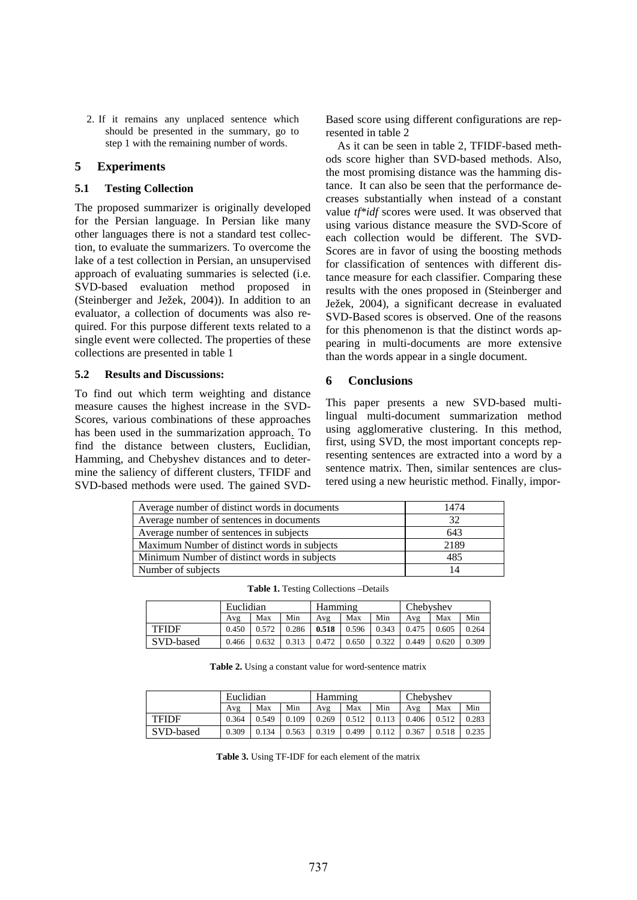2. If it remains any unplaced sentence which should be presented in the summary, go to step 1 with the remaining number of words.

## 5 Experiments

### 5.1 Testing Collection

The proposed summarizer is originally developed for the Persian language. In Persian like many other languages there is not a standard test collection, to evaluate the summarizers. To overcome the lake of a test collection in Persian, an unsupervised approach of evaluating summaries is selected (i.e. SVD-based evaluation method proposed in (Steinberger and Ježek, 2004)). In addition to an evaluator, a collection of documents was also required. For this purpose different texts related to a single event were collected. The properties of these collections are presented in table 1

### 5.2 Results and Discussions:

To find out which term weighting and distance measure causes the highest increase in the SVD-Scores, various combinations of these approaches has been used in the summarization approach. To find the distance between clusters, Euclidian, Hamming, and Chebyshev distances and to determine the saliency of different clusters, TFIDF and SVD-based methods were used. The gained SVD-Based score using different configurations are represented in table 2

As it can be seen in table 2, TFIDF-based methods score higher than SVD-based methods. Also, the most promising distance was the hamming distance. It can also be seen that the performance decreases substantially when instead of a constant value *tf*idf* scores were used. It was observed that using various distance measure the SVD-Score of each collection would be different. The SVD-Scores are in favor of using the boosting methods for classification of sentences with different distance measure for each classifier. Comparing these results with the ones proposed in (Steinberger and Ježek, 2004), a significant decrease in evaluated SVD-Based scores is observed. One of the reasons for this phenomenon is that the distinct words appearing in multi-documents are more extensive than the words appear in a single document.

## 6 Conclusions

This paper presents a new SVD-based multilingual multi-document summarization method using agglomerative clustering. In this method, first, using SVD, the most important concepts representing sentences are extracted into a word by a sentence matrix. Then, similar sentences are clustered using a new heuristic method. Finally, impor-

| | |
|---|---|
| Average number of distinct words in documents | 1474 |
| Average number of sentences in documents | 32 |
| Average number of sentences in subjects | 643 |
| Maximum Number of distinct words in subjects | 2189 |
| Minimum Number of distinct words in subjects | 485 |
| Number of subjects | 14 |

**Table 1.** Testing Collections –Details

| | Euclidian | | | Hamming | | | Chebyshev | | |
|---|---|---|---|---|---|---|---|---|---|
| | Avg | Max | Min | Avg | Max | Min | Avg | Max | Min |
| TFIDF | 0.450 | 0.572 | 0.286 | **0.518** | 0.596 | 0.343 | 0.475 | 0.605 | 0.264 |
| SVD-based | 0.466 | 0.632 | 0.313 | 0.472 | 0.650 | 0.322 | 0.449 | 0.620 | 0.309 |

**Table 2.** Using a constant value for word-sentence matrix

| | Euclidian | | | Hamming | | | Chebyshev | | |
|---|---|---|---|---|---|---|---|---|---|
| | Avg | Max | Min | Avg | Max | Min | Avg | Max | Min |
| TFIDF | 0.364 | 0.549 | 0.109 | 0.269 | 0.512 | 0.113 | 0.406 | 0.512 | 0.283 |
| SVD-based | 0.309 | 0.134 | 0.563 | 0.319 | 0.499 | 0.112 | 0.367 | 0.518 | 0.235 |

**Table 3.** Using TF-IDF for each element of the matrix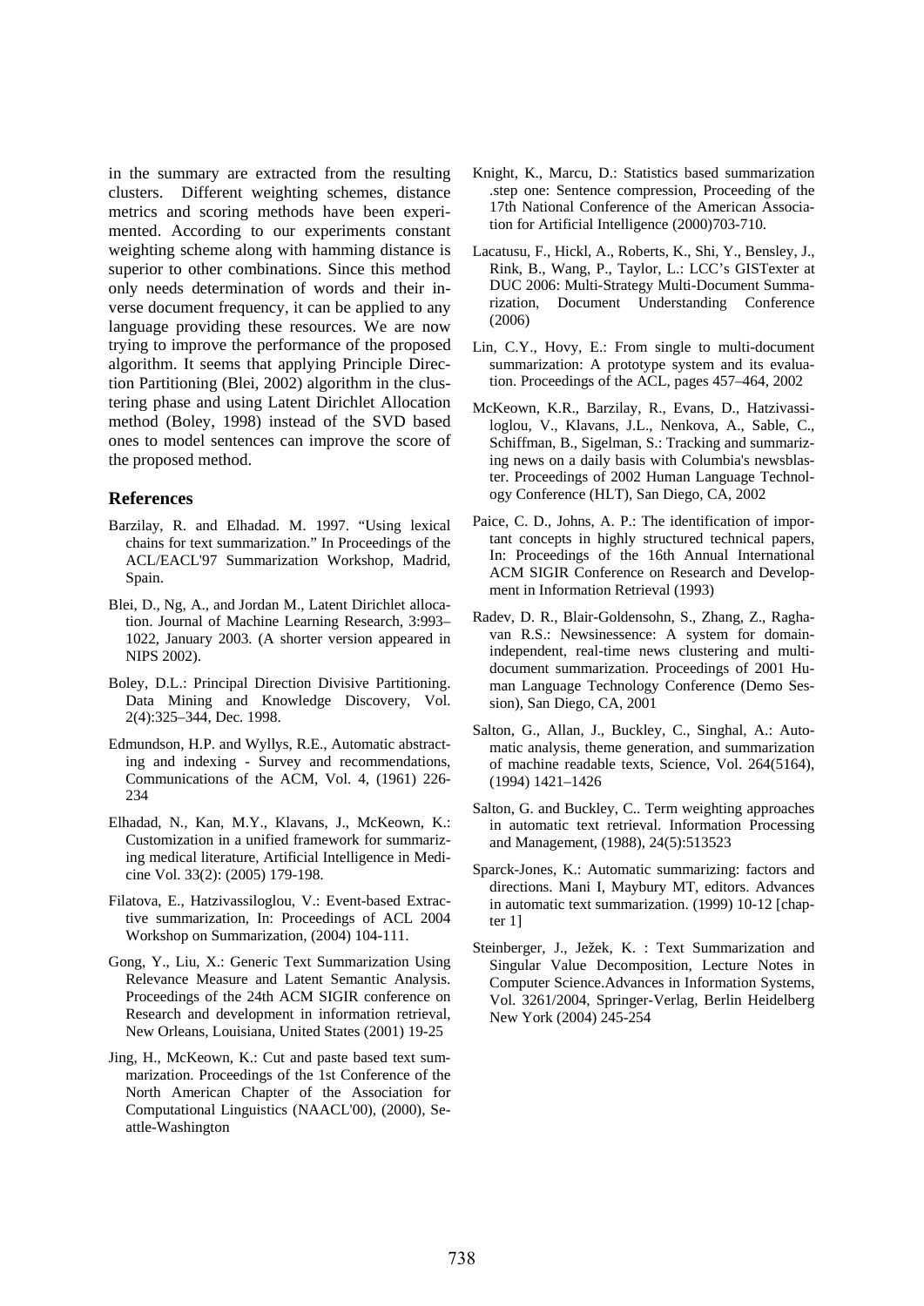in the summary are extracted from the resulting clusters. Different weighting schemes, distance metrics and scoring methods have been experimented. According to our experiments constant weighting scheme along with hamming distance is superior to other combinations. Since this method only needs determination of words and their inverse document frequency, it can be applied to any language providing these resources. We are now trying to improve the performance of the proposed algorithm. It seems that applying Principle Direction Partitioning (Blei, 2002) algorithm in the clustering phase and using Latent Dirichlet Allocation method (Boley, 1998) instead of the SVD based ones to model sentences can improve the score of the proposed method.

## References

Barzilay, R. and Elhadad. M. 1997. "Using lexical chains for text summarization." In Proceedings of the ACL/EACL'97 Summarization Workshop, Madrid, Spain.

Blei, D., Ng, A., and Jordan M., Latent Dirichlet allocation. Journal of Machine Learning Research, 3:993–1022, January 2003. (A shorter version appeared in NIPS 2002).

Boley, D.L.: Principal Direction Divisive Partitioning. Data Mining and Knowledge Discovery, Vol. 2(4):325–344, Dec. 1998.

Edmundson, H.P. and Wyllys, R.E., Automatic abstracting and indexing - Survey and recommendations, Communications of the ACM, Vol. 4, (1961) 226-234

Elhadad, N., Kan, M.Y., Klavans, J., McKeown, K.: Customization in a unified framework for summarizing medical literature, Artificial Intelligence in Medicine Vol. 33(2): (2005) 179-198.

Filatova, E., Hatzivassiloglou, V.: Event-based Extractive summarization, In: Proceedings of ACL 2004 Workshop on Summarization, (2004) 104-111.

Gong, Y., Liu, X.: Generic Text Summarization Using Relevance Measure and Latent Semantic Analysis. Proceedings of the 24th ACM SIGIR conference on Research and development in information retrieval, New Orleans, Louisiana, United States (2001) 19-25

Jing, H., McKeown, K.: Cut and paste based text summarization. Proceedings of the 1st Conference of the North American Chapter of the Association for Computational Linguistics (NAACL'00), (2000), Seattle-Washington

Knight, K., Marcu, D.: Statistics based summarization .step one: Sentence compression, Proceeding of the 17th National Conference of the American Association for Artificial Intelligence (2000)703-710.

Lacatusu, F., Hickl, A., Roberts, K., Shi, Y., Bensley, J., Rink, B., Wang, P., Taylor, L.: LCC's GISTexter at DUC 2006: Multi-Strategy Multi-Document Summarization, Document Understanding Conference (2006)

Lin, C.Y., Hovy, E.: From single to multi-document summarization: A prototype system and its evaluation. Proceedings of the ACL, pages 457–464, 2002

McKeown, K.R., Barzilay, R., Evans, D., Hatzivassiloglou, V., Klavans, J.L., Nenkova, A., Sable, C., Schiffman, B., Sigelman, S.: Tracking and summarizing news on a daily basis with Columbia's newsblaster. Proceedings of 2002 Human Language Technology Conference (HLT), San Diego, CA, 2002

Paice, C. D., Johns, A. P.: The identification of important concepts in highly structured technical papers, In: Proceedings of the 16th Annual International ACM SIGIR Conference on Research and Development in Information Retrieval (1993)

Radev, D. R., Blair-Goldensohn, S., Zhang, Z., Raghavan R.S.: Newsinessence: A system for domain-independent, real-time news clustering and multi-document summarization. Proceedings of 2001 Human Language Technology Conference (Demo Session), San Diego, CA, 2001

Salton, G., Allan, J., Buckley, C., Singhal, A.: Automatic analysis, theme generation, and summarization of machine readable texts, Science, Vol. 264(5164), (1994) 1421–1426

Salton, G. and Buckley, C.. Term weighting approaches in automatic text retrieval. Information Processing and Management, (1988), 24(5):513523

Sparck-Jones, K.: Automatic summarizing: factors and directions. Mani I, Maybury MT, editors. Advances in automatic text summarization. (1999) 10-12 [chapter 1]

Steinberger, J., Ježek, K. : Text Summarization and Singular Value Decomposition, Lecture Notes in Computer Science.Advances in Information Systems, Vol. 3261/2004, Springer-Verlag, Berlin Heidelberg New York (2004) 245-254